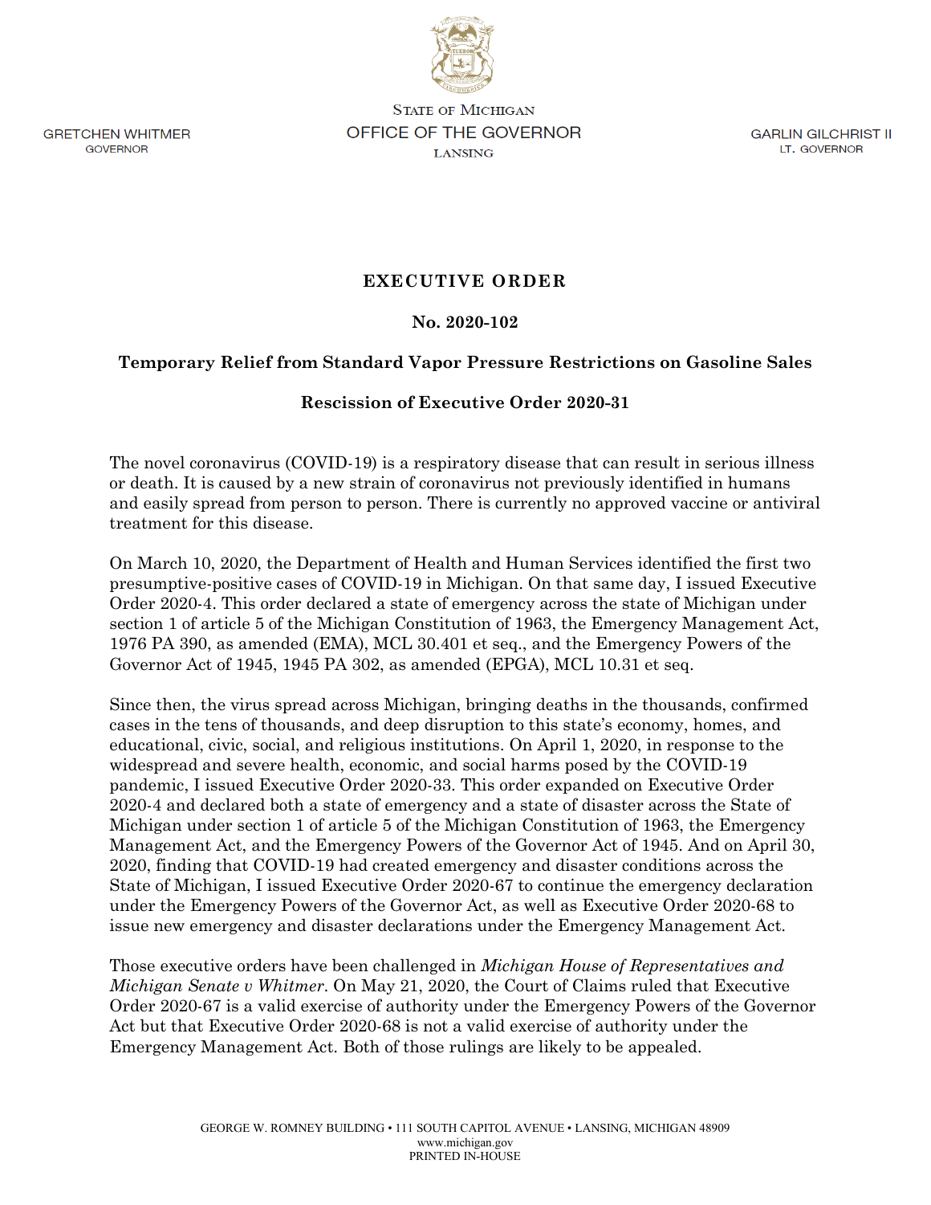GRETCHEN WHITMER
GOVERNOR

STATE OF MICHIGAN
OFFICE OF THE GOVERNOR
LANSING

GARLIN GILCHRIST II
LT. GOVERNOR

# EXECUTIVE ORDER

## No. 2020-102

## Temporary Relief from Standard Vapor Pressure Restrictions on Gasoline Sales

## Rescission of Executive Order 2020-31

The novel coronavirus (COVID-19) is a respiratory disease that can result in serious illness or death. It is caused by a new strain of coronavirus not previously identified in humans and easily spread from person to person. There is currently no approved vaccine or antiviral treatment for this disease.

On March 10, 2020, the Department of Health and Human Services identified the first two presumptive-positive cases of COVID-19 in Michigan. On that same day, I issued Executive Order 2020-4. This order declared a state of emergency across the state of Michigan under section 1 of article 5 of the Michigan Constitution of 1963, the Emergency Management Act, 1976 PA 390, as amended (EMA), MCL 30.401 et seq., and the Emergency Powers of the Governor Act of 1945, 1945 PA 302, as amended (EPGA), MCL 10.31 et seq.

Since then, the virus spread across Michigan, bringing deaths in the thousands, confirmed cases in the tens of thousands, and deep disruption to this state's economy, homes, and educational, civic, social, and religious institutions. On April 1, 2020, in response to the widespread and severe health, economic, and social harms posed by the COVID-19 pandemic, I issued Executive Order 2020-33. This order expanded on Executive Order 2020-4 and declared both a state of emergency and a state of disaster across the State of Michigan under section 1 of article 5 of the Michigan Constitution of 1963, the Emergency Management Act, and the Emergency Powers of the Governor Act of 1945. And on April 30, 2020, finding that COVID-19 had created emergency and disaster conditions across the State of Michigan, I issued Executive Order 2020-67 to continue the emergency declaration under the Emergency Powers of the Governor Act, as well as Executive Order 2020-68 to issue new emergency and disaster declarations under the Emergency Management Act.

Those executive orders have been challenged in *Michigan House of Representatives and Michigan Senate v Whitmer*. On May 21, 2020, the Court of Claims ruled that Executive Order 2020-67 is a valid exercise of authority under the Emergency Powers of the Governor Act but that Executive Order 2020-68 is not a valid exercise of authority under the Emergency Management Act. Both of those rulings are likely to be appealed.

GEORGE W. ROMNEY BUILDING • 111 SOUTH CAPITOL AVENUE • LANSING, MICHIGAN 48909
www.michigan.gov
PRINTED IN-HOUSE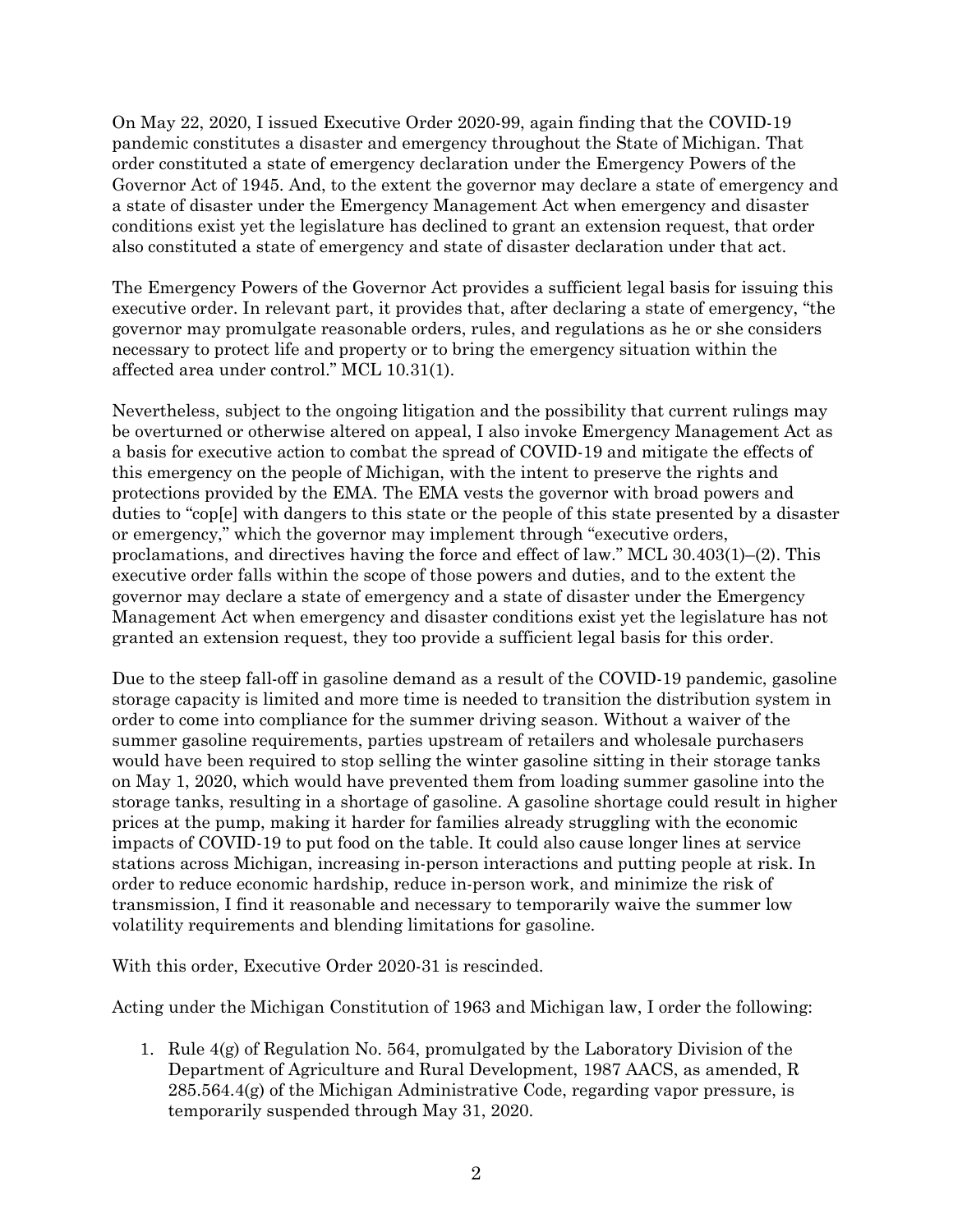On May 22, 2020, I issued Executive Order 2020-99, again finding that the COVID-19 pandemic constitutes a disaster and emergency throughout the State of Michigan. That order constituted a state of emergency declaration under the Emergency Powers of the Governor Act of 1945. And, to the extent the governor may declare a state of emergency and a state of disaster under the Emergency Management Act when emergency and disaster conditions exist yet the legislature has declined to grant an extension request, that order also constituted a state of emergency and state of disaster declaration under that act.

The Emergency Powers of the Governor Act provides a sufficient legal basis for issuing this executive order. In relevant part, it provides that, after declaring a state of emergency, "the governor may promulgate reasonable orders, rules, and regulations as he or she considers necessary to protect life and property or to bring the emergency situation within the affected area under control." MCL 10.31(1).

Nevertheless, subject to the ongoing litigation and the possibility that current rulings may be overturned or otherwise altered on appeal, I also invoke Emergency Management Act as a basis for executive action to combat the spread of COVID-19 and mitigate the effects of this emergency on the people of Michigan, with the intent to preserve the rights and protections provided by the EMA. The EMA vests the governor with broad powers and duties to "cop[e] with dangers to this state or the people of this state presented by a disaster or emergency," which the governor may implement through "executive orders, proclamations, and directives having the force and effect of law." MCL 30.403(1)–(2). This executive order falls within the scope of those powers and duties, and to the extent the governor may declare a state of emergency and a state of disaster under the Emergency Management Act when emergency and disaster conditions exist yet the legislature has not granted an extension request, they too provide a sufficient legal basis for this order.

Due to the steep fall-off in gasoline demand as a result of the COVID-19 pandemic, gasoline storage capacity is limited and more time is needed to transition the distribution system in order to come into compliance for the summer driving season. Without a waiver of the summer gasoline requirements, parties upstream of retailers and wholesale purchasers would have been required to stop selling the winter gasoline sitting in their storage tanks on May 1, 2020, which would have prevented them from loading summer gasoline into the storage tanks, resulting in a shortage of gasoline. A gasoline shortage could result in higher prices at the pump, making it harder for families already struggling with the economic impacts of COVID-19 to put food on the table. It could also cause longer lines at service stations across Michigan, increasing in-person interactions and putting people at risk. In order to reduce economic hardship, reduce in-person work, and minimize the risk of transmission, I find it reasonable and necessary to temporarily waive the summer low volatility requirements and blending limitations for gasoline.

With this order, Executive Order 2020-31 is rescinded.

Acting under the Michigan Constitution of 1963 and Michigan law, I order the following:

1. Rule 4(g) of Regulation No. 564, promulgated by the Laboratory Division of the Department of Agriculture and Rural Development, 1987 AACS, as amended, R 285.564.4(g) of the Michigan Administrative Code, regarding vapor pressure, is temporarily suspended through May 31, 2020.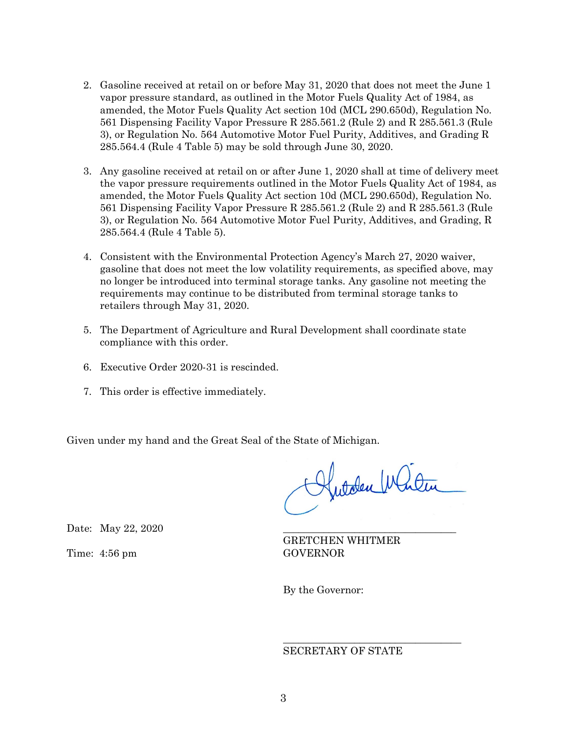2. Gasoline received at retail on or before May 31, 2020 that does not meet the June 1 vapor pressure standard, as outlined in the Motor Fuels Quality Act of 1984, as amended, the Motor Fuels Quality Act section 10d (MCL 290.650d), Regulation No. 561 Dispensing Facility Vapor Pressure R 285.561.2 (Rule 2) and R 285.561.3 (Rule 3), or Regulation No. 564 Automotive Motor Fuel Purity, Additives, and Grading R 285.564.4 (Rule 4 Table 5) may be sold through June 30, 2020.

3. Any gasoline received at retail on or after June 1, 2020 shall at time of delivery meet the vapor pressure requirements outlined in the Motor Fuels Quality Act of 1984, as amended, the Motor Fuels Quality Act section 10d (MCL 290.650d), Regulation No. 561 Dispensing Facility Vapor Pressure R 285.561.2 (Rule 2) and R 285.561.3 (Rule 3), or Regulation No. 564 Automotive Motor Fuel Purity, Additives, and Grading, R 285.564.4 (Rule 4 Table 5).

4. Consistent with the Environmental Protection Agency's March 27, 2020 waiver, gasoline that does not meet the low volatility requirements, as specified above, may no longer be introduced into terminal storage tanks. Any gasoline not meeting the requirements may continue to be distributed from terminal storage tanks to retailers through May 31, 2020.

5. The Department of Agriculture and Rural Development shall coordinate state compliance with this order.

6. Executive Order 2020-31 is rescinded.

7. This order is effective immediately.

Given under my hand and the Great Seal of the State of Michigan.

Date: May 22, 2020

Time: 4:56 pm

GRETCHEN WHITMER
GOVERNOR

By the Governor:

SECRETARY OF STATE